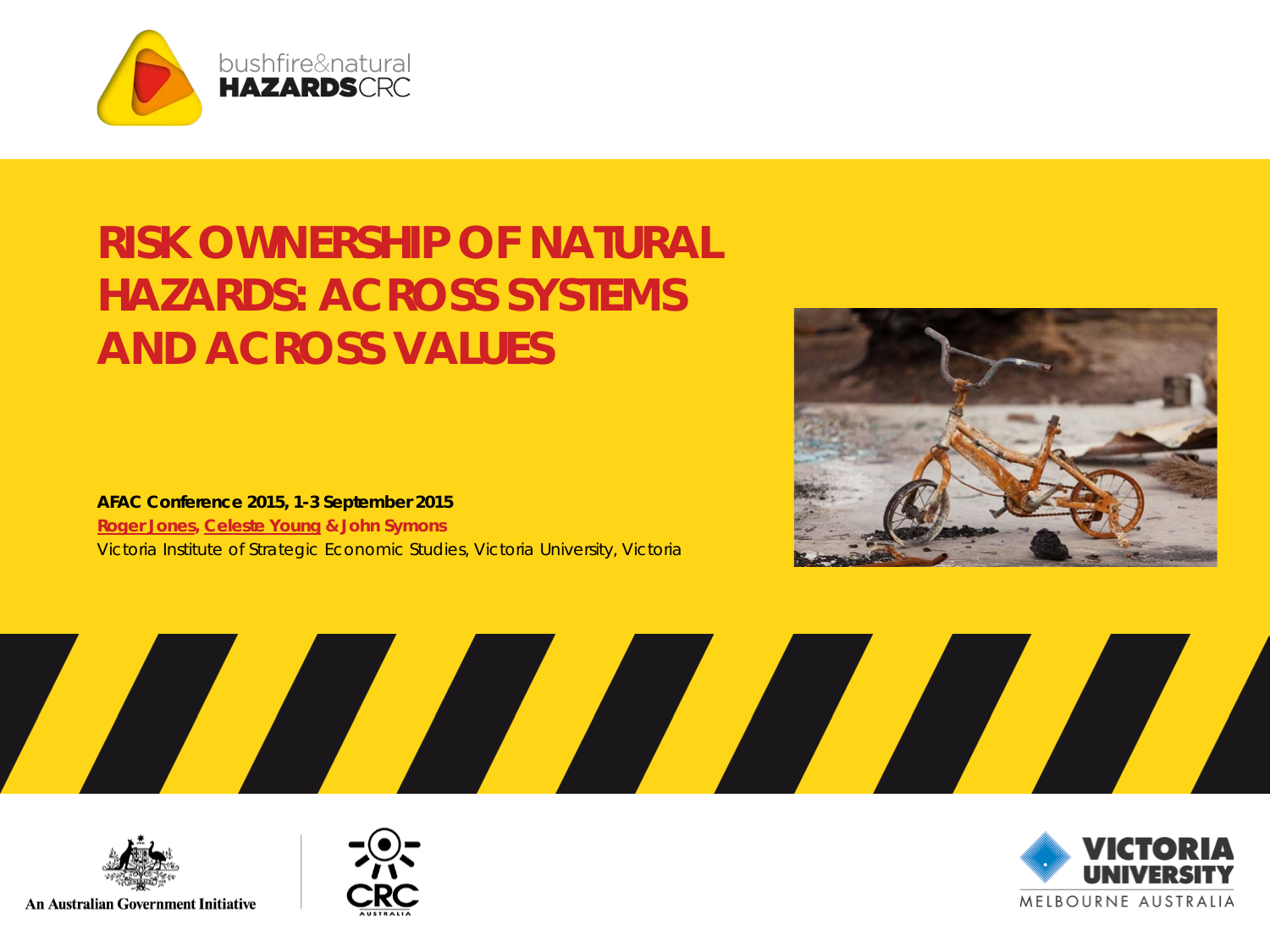# RISK OWNERSHIP OF NATURAL HAZARDS: ACROSS SYSTEMS AND ACROSS VALUES

**AFAC Conference 2015, 1-3 September 2015**

**Roger Jones, Celeste Young & John Symons**

Victoria Institute of Strategic Economic Studies, Victoria University, Victoria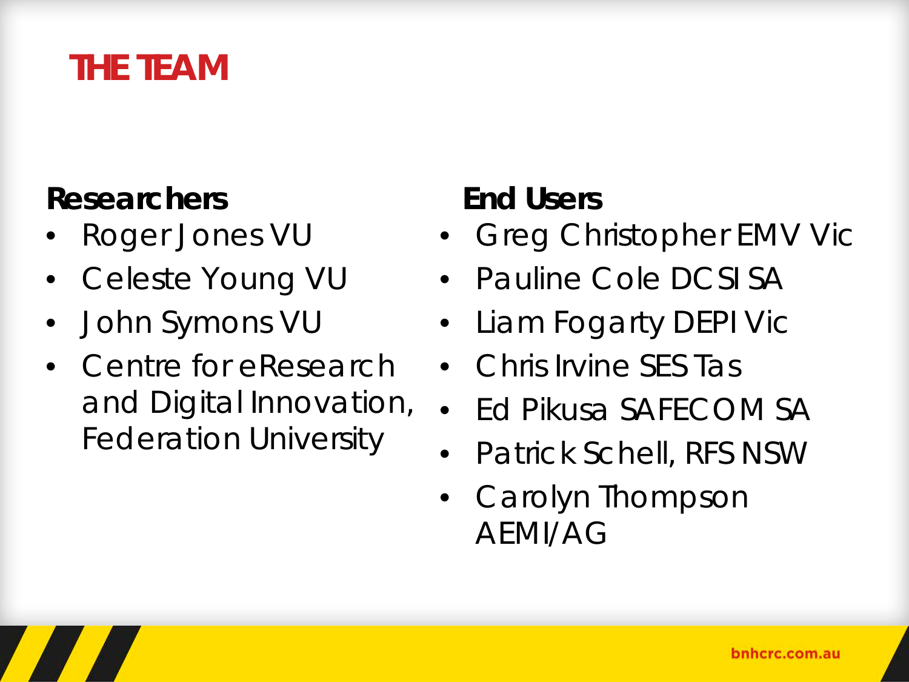# THE TEAM

**Researchers**

- Roger Jones VU
- Celeste Young VU
- John Symons VU
- Centre for eResearch and Digital Innovation, Federation University

**End Users**

- Greg Christopher EMV Vic
- Pauline Cole DCSI SA
- Liam Fogarty DEPI Vic
- Chris Irvine SES Tas
- Ed Pikusa SAFECOM SA
- Patrick Schell, RFS NSW
- Carolyn Thompson AEMI/AG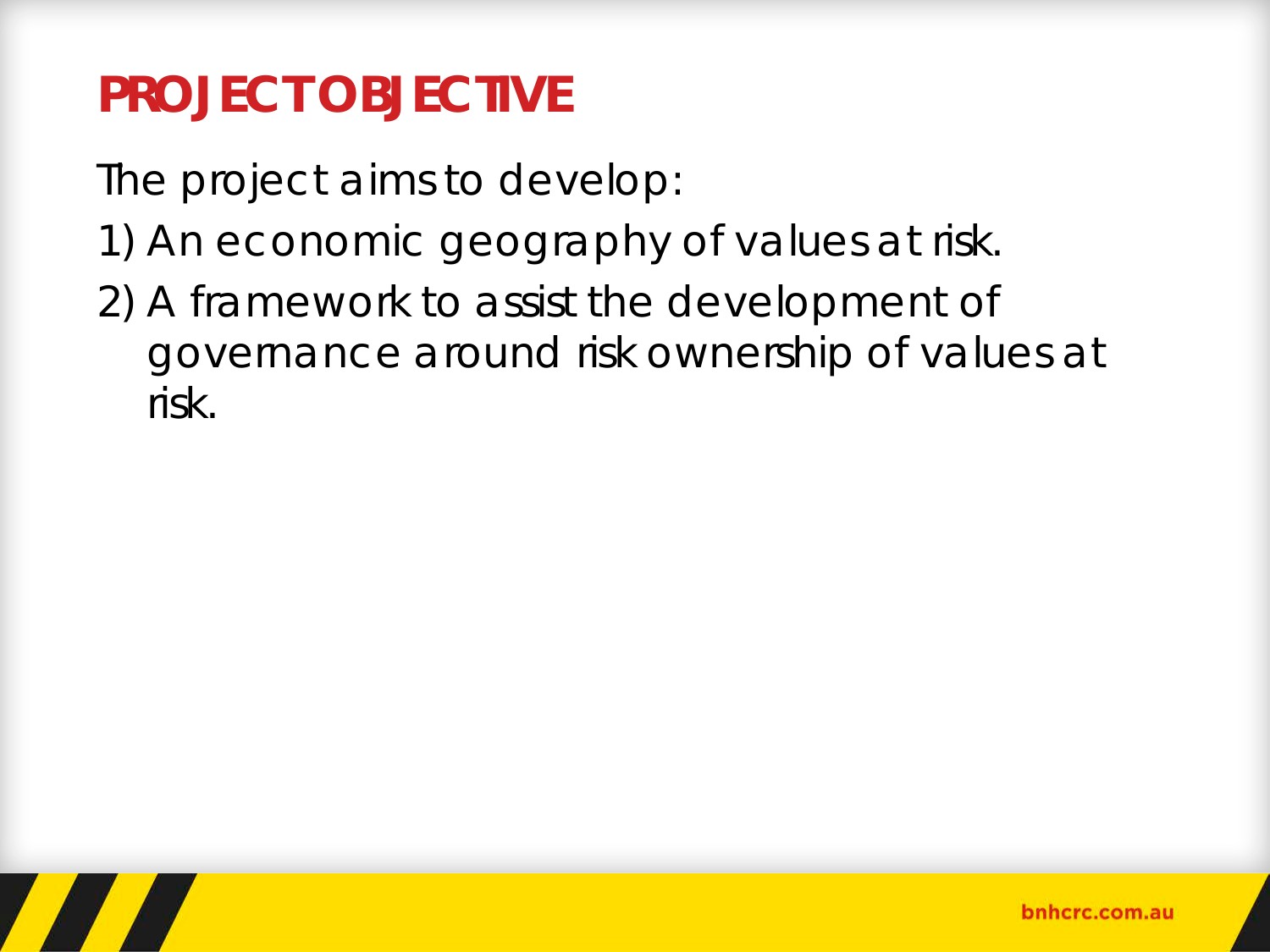# PROJECT OBJECTIVE

The project aims to develop:

1) An economic geography of values at risk.
2) A framework to assist the development of governance around risk ownership of values at risk.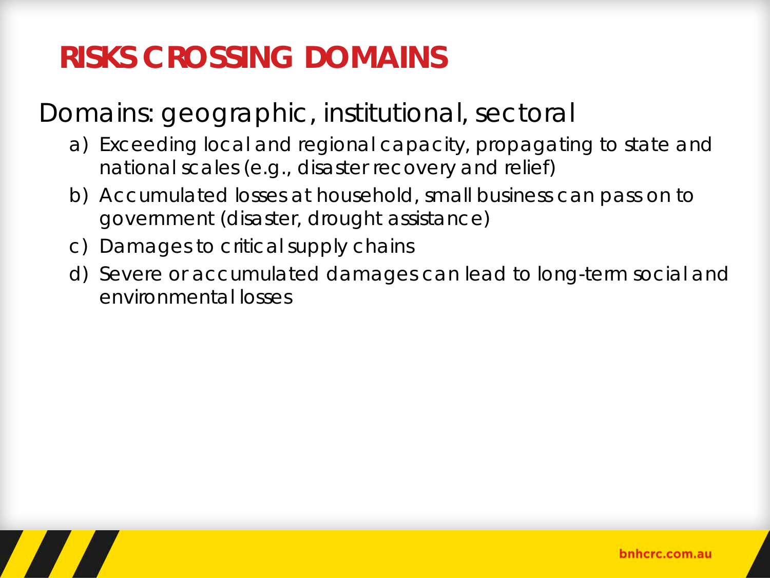# RISKS CROSSING DOMAINS

Domains: geographic, institutional, sectoral

a) Exceeding local and regional capacity, propagating to state and national scales (e.g., disaster recovery and relief)
b) Accumulated losses at household, small business can pass on to government (disaster, drought assistance)
c) Damages to critical supply chains
d) Severe or accumulated damages can lead to long-term social and environmental losses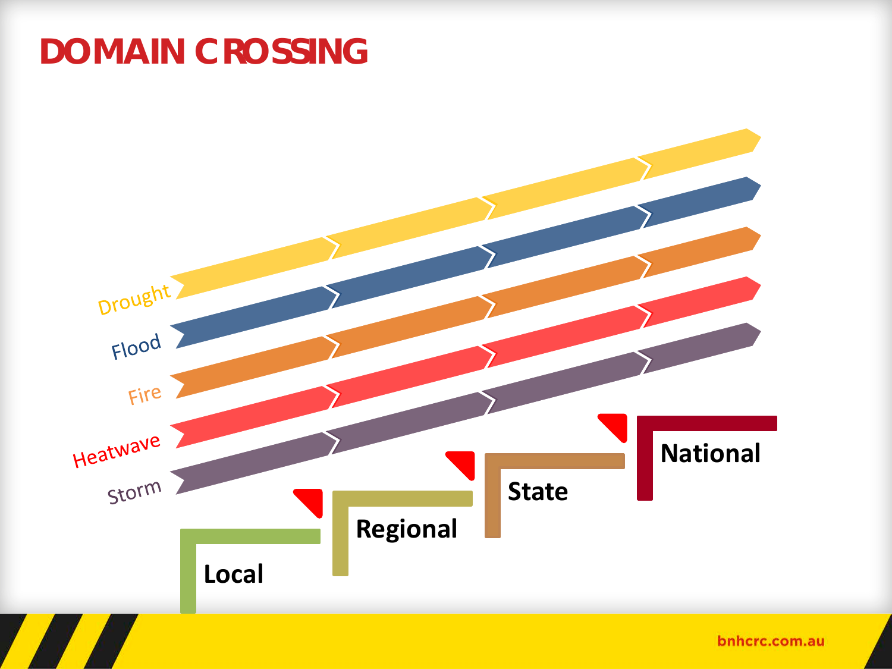# DOMAIN CROSSING

Drought

Flood

Fire

Heatwave

Storm

Local

Regional

State

National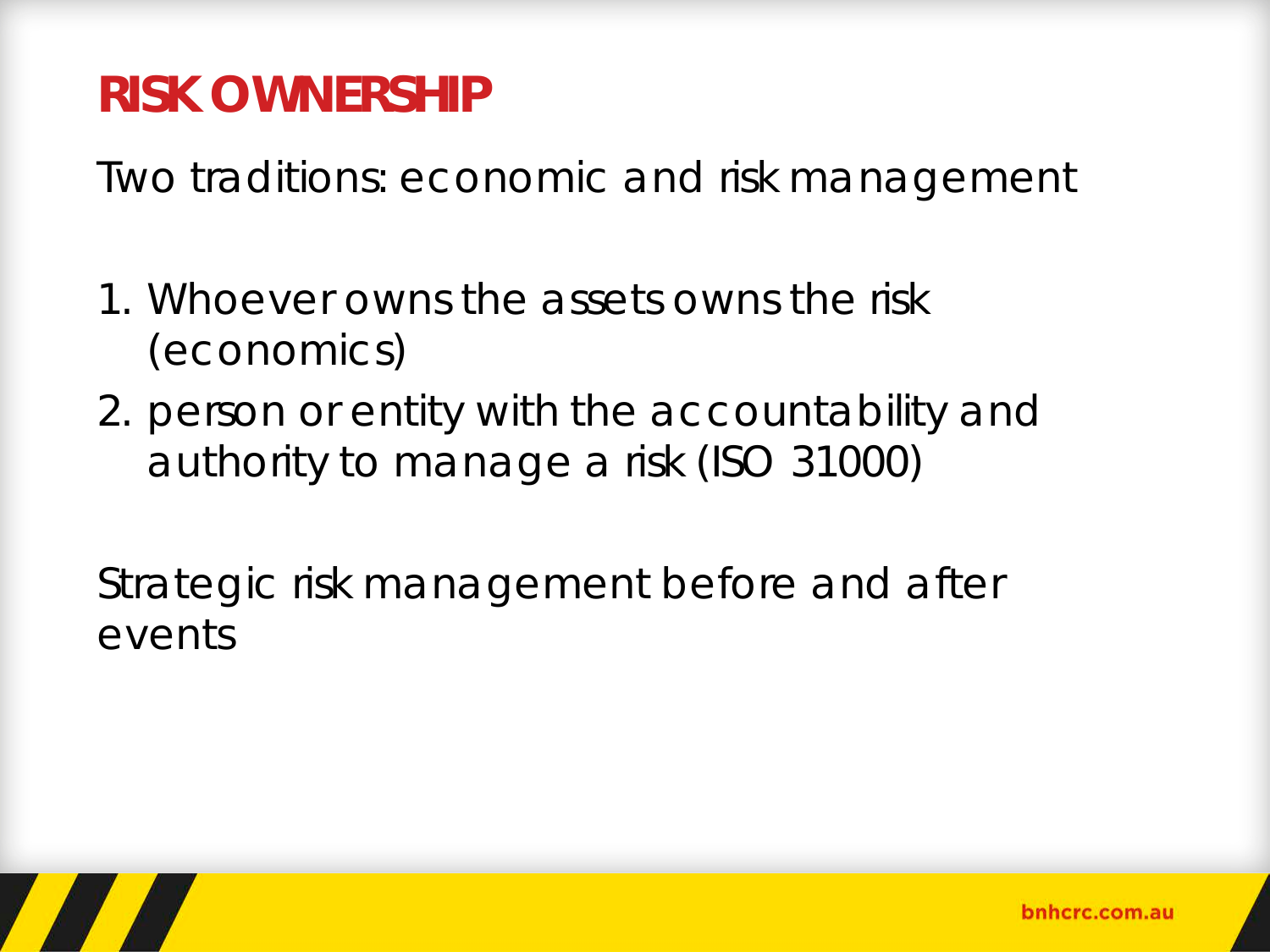# RISK OWNERSHIP

Two traditions: economic and risk management

1. Whoever owns the assets owns the risk (economics)
2. person or entity with the accountability and authority to manage a risk (ISO 31000)

Strategic risk management before and after events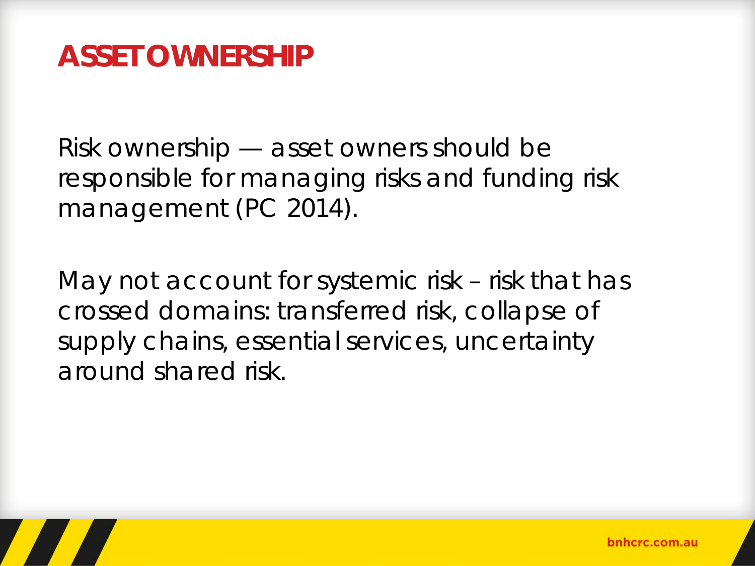# ASSET OWNERSHIP

Risk ownership — asset owners should be responsible for managing risks and funding risk management (PC 2014).

May not account for systemic risk – risk that has crossed domains: transferred risk, collapse of supply chains, essential services, uncertainty around shared risk.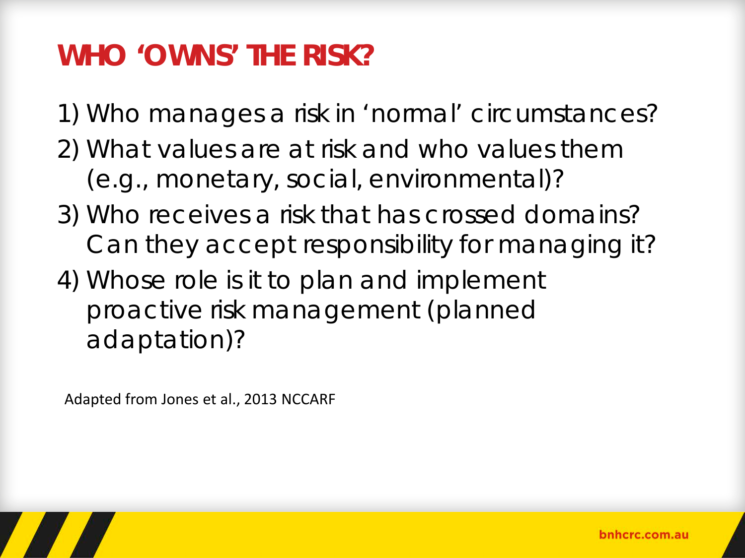# WHO 'OWNS' THE RISK?

1) Who manages a risk in 'normal' circumstances?
2) What values are at risk and who values them (e.g., monetary, social, environmental)?
3) Who receives a risk that has crossed domains? Can they accept responsibility for managing it?
4) Whose role is it to plan and implement proactive risk management (planned adaptation)?

Adapted from Jones et al., 2013 NCCARF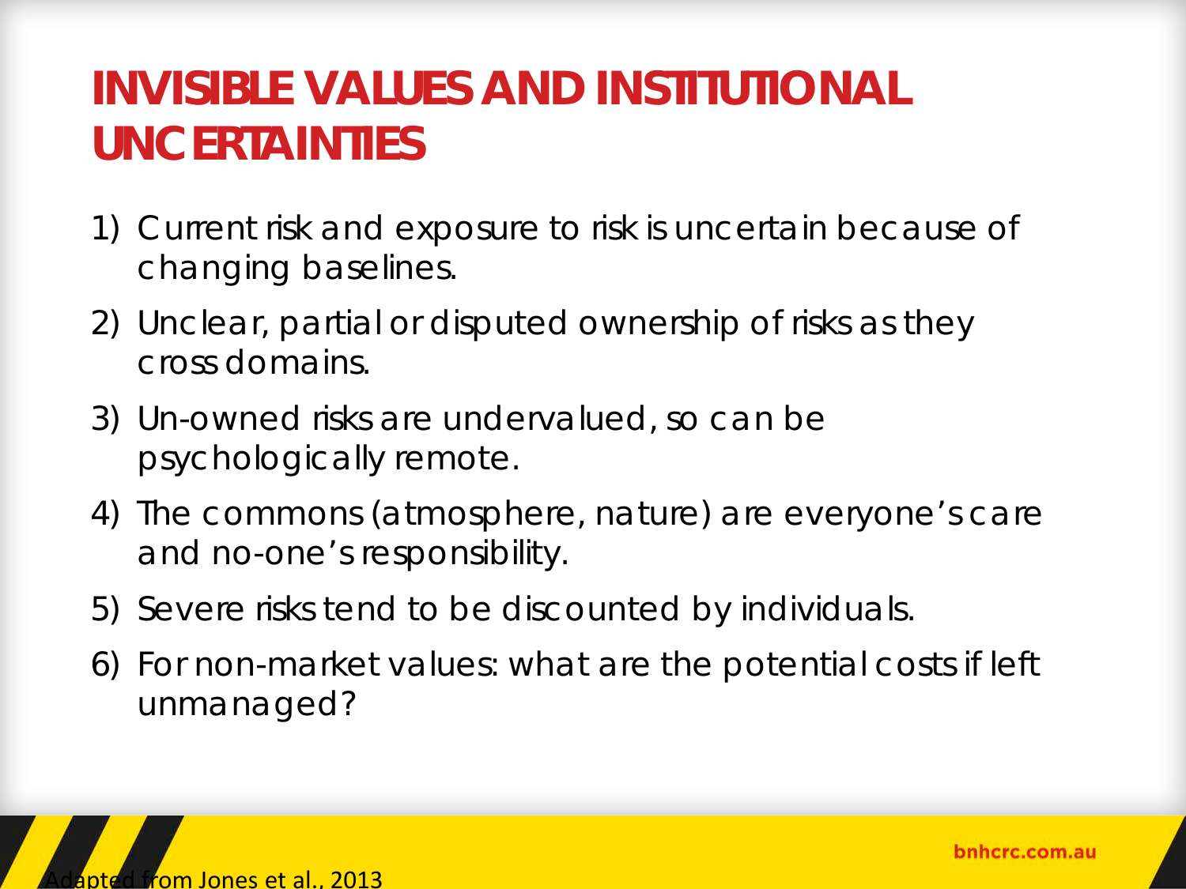# INVISIBLE VALUES AND INSTITUTIONAL UNCERTAINTIES

1) Current risk and exposure to risk is uncertain because of changing baselines.
2) Unclear, partial or disputed ownership of risks as they cross domains.
3) Un-owned risks are undervalued, so can be psychologically remote.
4) The commons (atmosphere, nature) are everyone's care and no-one's responsibility.
5) Severe risks tend to be discounted by individuals.
6) For non-market values: what are the potential costs if left unmanaged?

Adapted from Jones et al., 2013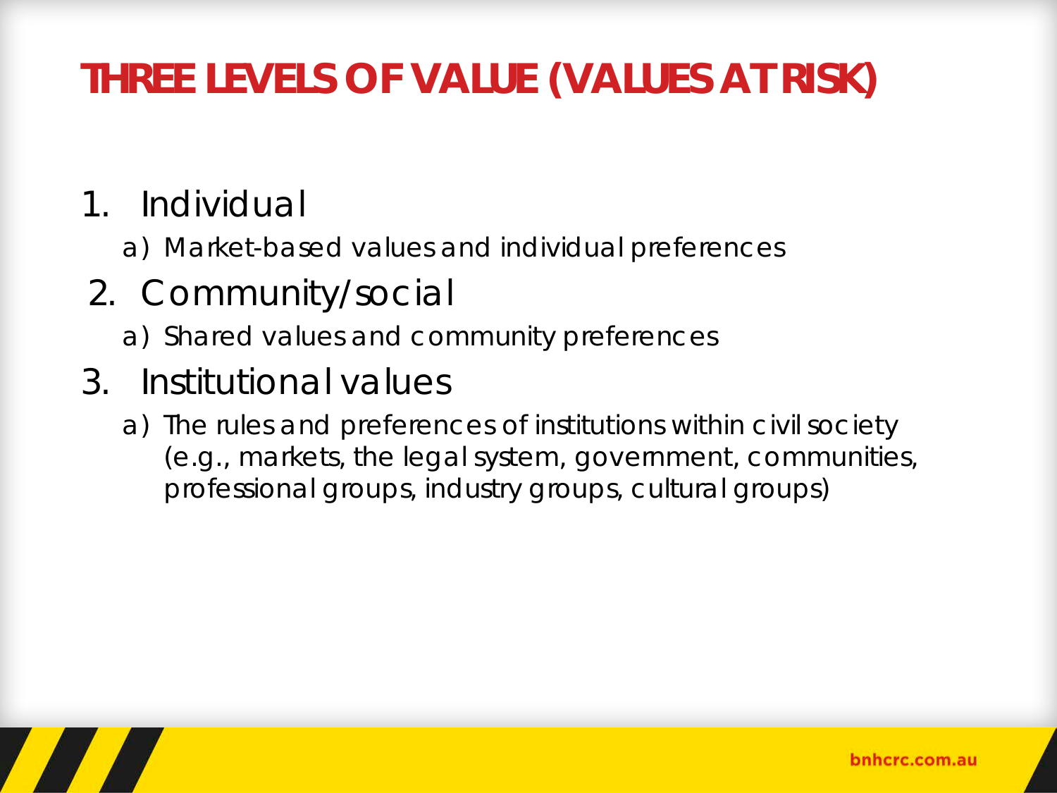# THREE LEVELS OF VALUE (VALUES AT RISK)

1. Individual
   a) Market-based values and individual preferences
2. Community/social
   a) Shared values and community preferences
3. Institutional values
   a) The rules and preferences of institutions within civil society (e.g., markets, the legal system, government, communities, professional groups, industry groups, cultural groups)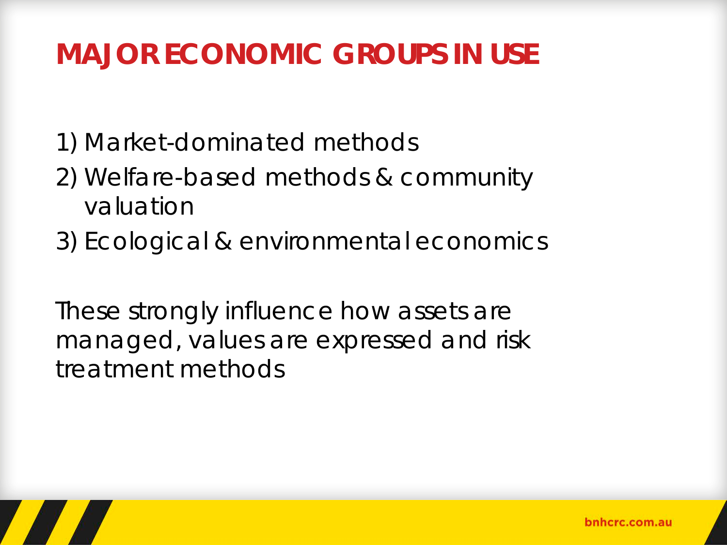# MAJOR ECONOMIC GROUPS IN USE

1) Market-dominated methods
2) Welfare-based methods & community valuation
3) Ecological & environmental economics

These strongly influence how assets are managed, values are expressed and risk treatment methods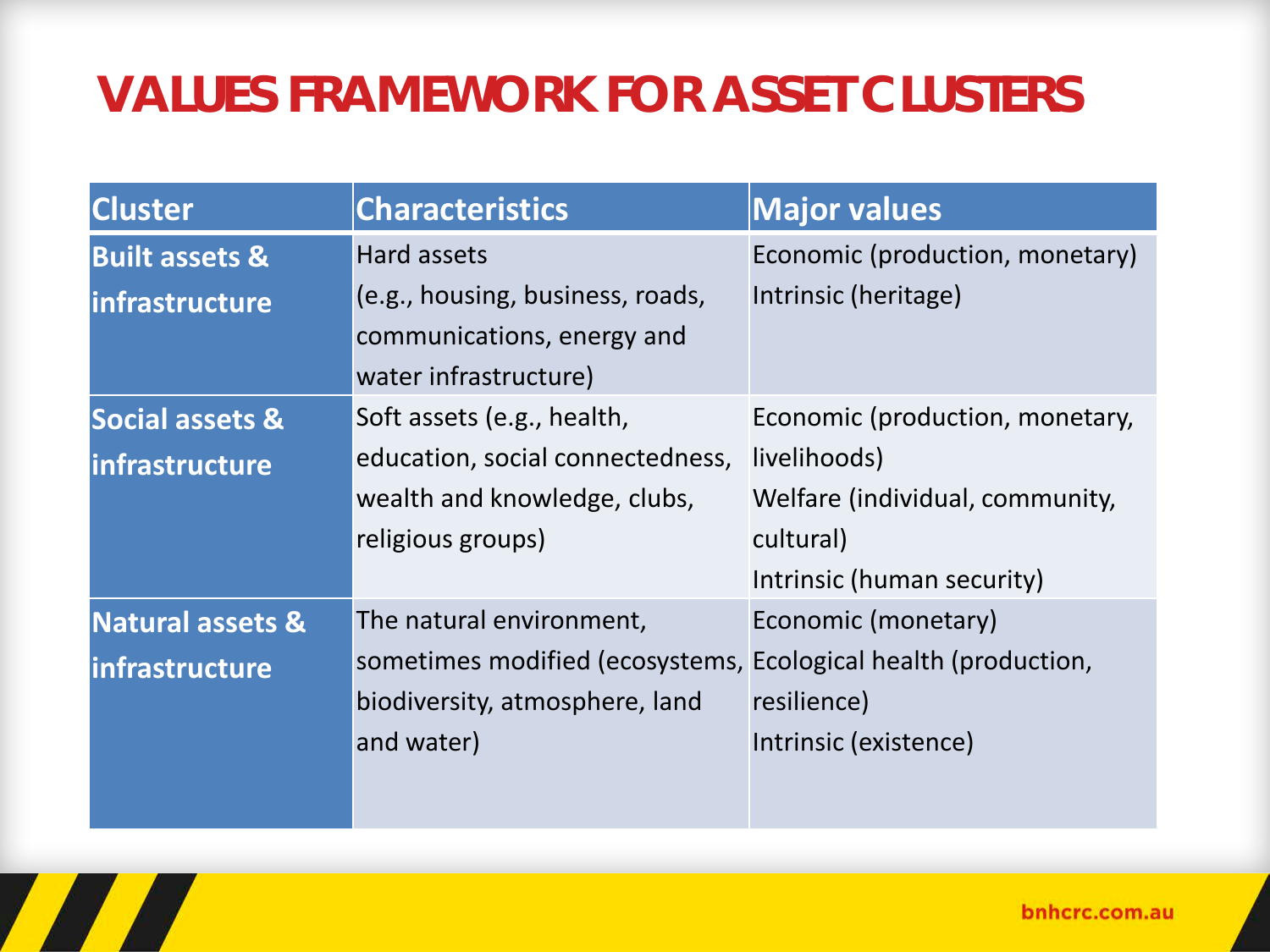# VALUES FRAMEWORK FOR ASSET CLUSTERS

| Cluster | Characteristics | Major values |
|---|---|---|
| **Built assets & infrastructure** | Hard assets (e.g., housing, business, roads, communications, energy and water infrastructure) | Economic (production, monetary)<br>Intrinsic (heritage) |
| **Social assets & infrastructure** | Soft assets (e.g., health, education, social connectedness, wealth and knowledge, clubs, religious groups) | Economic (production, monetary, livelihoods)<br>Welfare (individual, community, cultural)<br>Intrinsic (human security) |
| **Natural assets & infrastructure** | The natural environment, sometimes modified (ecosystems, biodiversity, atmosphere, land and water) | Economic (monetary)<br>Ecological health (production, resilience)<br>Intrinsic (existence) |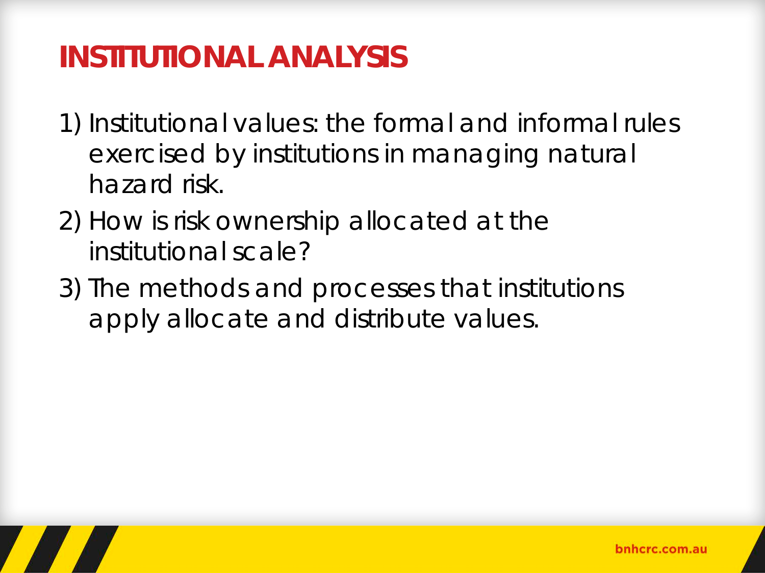# INSTITUTIONAL ANALYSIS

1) Institutional values: the formal and informal rules exercised by institutions in managing natural hazard risk.
2) How is risk ownership allocated at the institutional scale?
3) The methods and processes that institutions apply allocate and distribute values.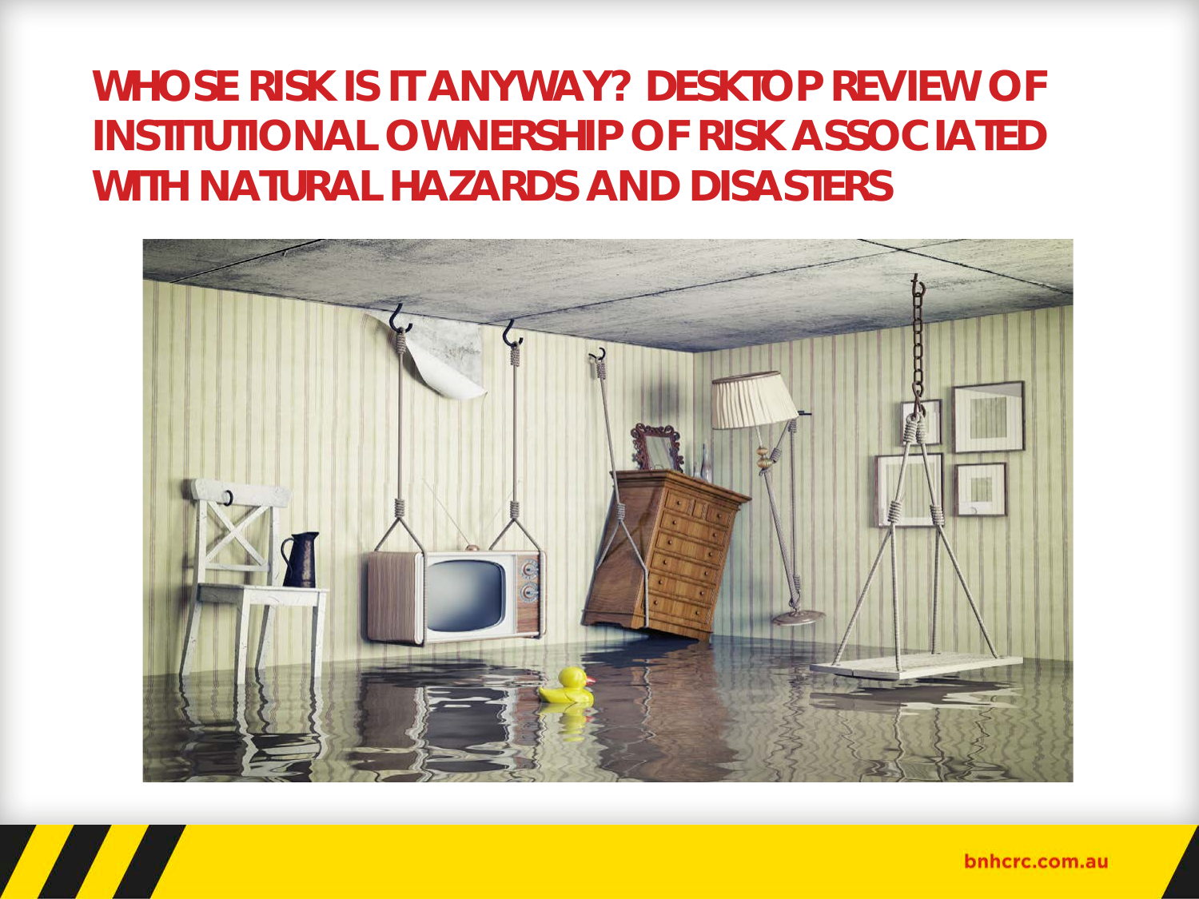# WHOSE RISK IS IT ANYWAY? DESKTOP REVIEW OF INSTITUTIONAL OWNERSHIP OF RISK ASSOCIATED WITH NATURAL HAZARDS AND DISASTERS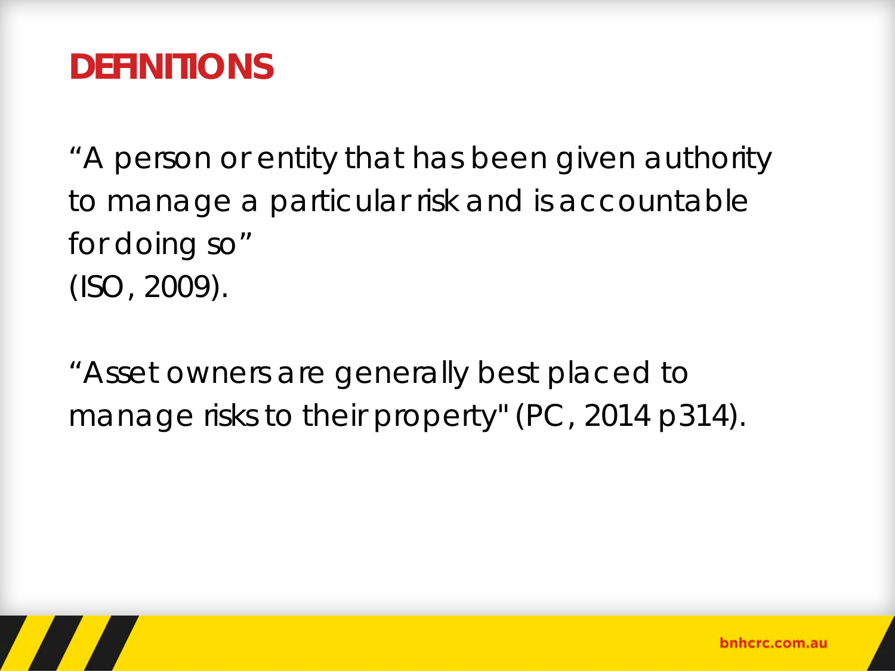# DEFINITIONS

"A person or entity that has been given authority to manage a particular risk and is accountable for doing so"
(ISO, 2009).

"Asset owners are generally best placed to manage risks to their property" (PC, 2014 p314).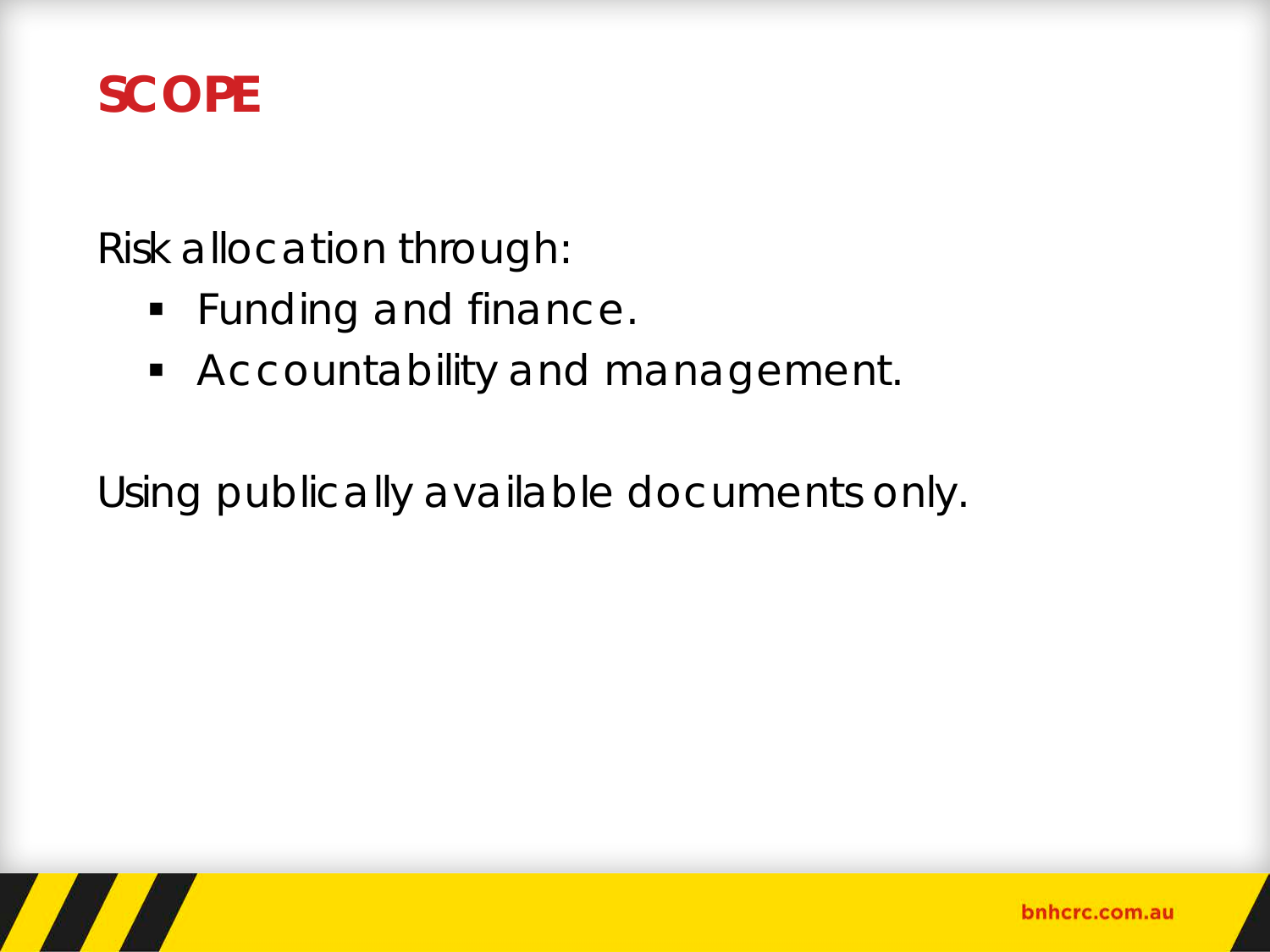# SCOPE

Risk allocation through:

- Funding and finance.
- Accountability and management.

Using publically available documents only.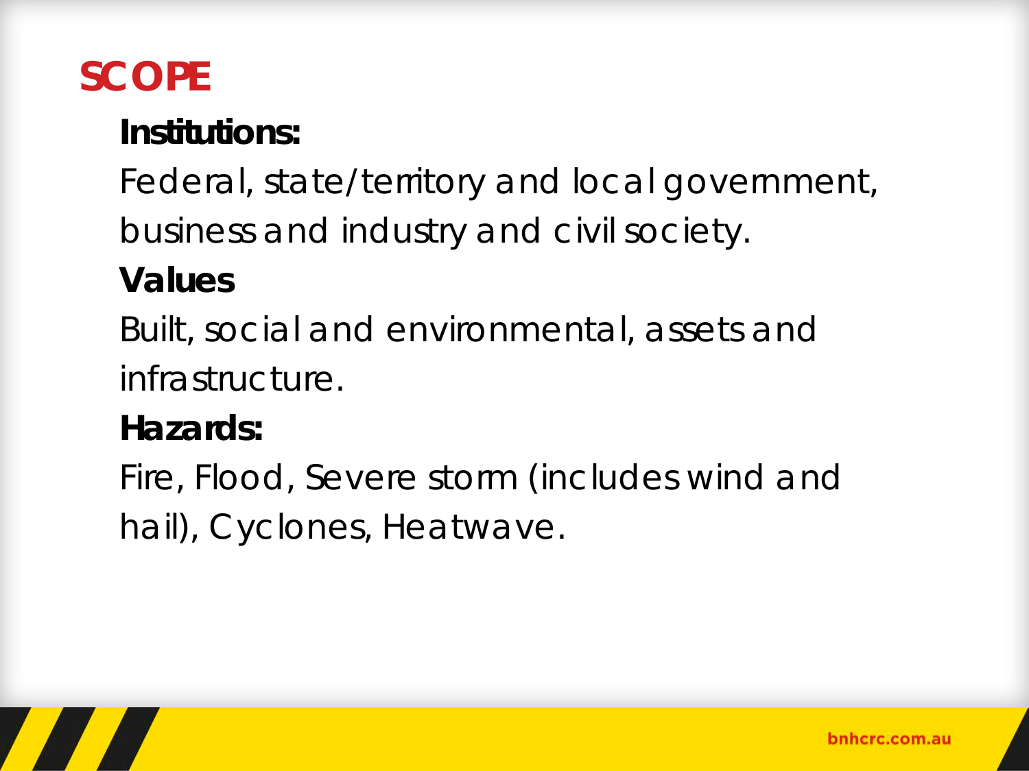# SCOPE

**Institutions:**

Federal, state/territory and local government, business and industry and civil society.

**Values**

Built, social and environmental, assets and infrastructure.

**Hazards:**

Fire, Flood, Severe storm (includes wind and hail), Cyclones, Heatwave.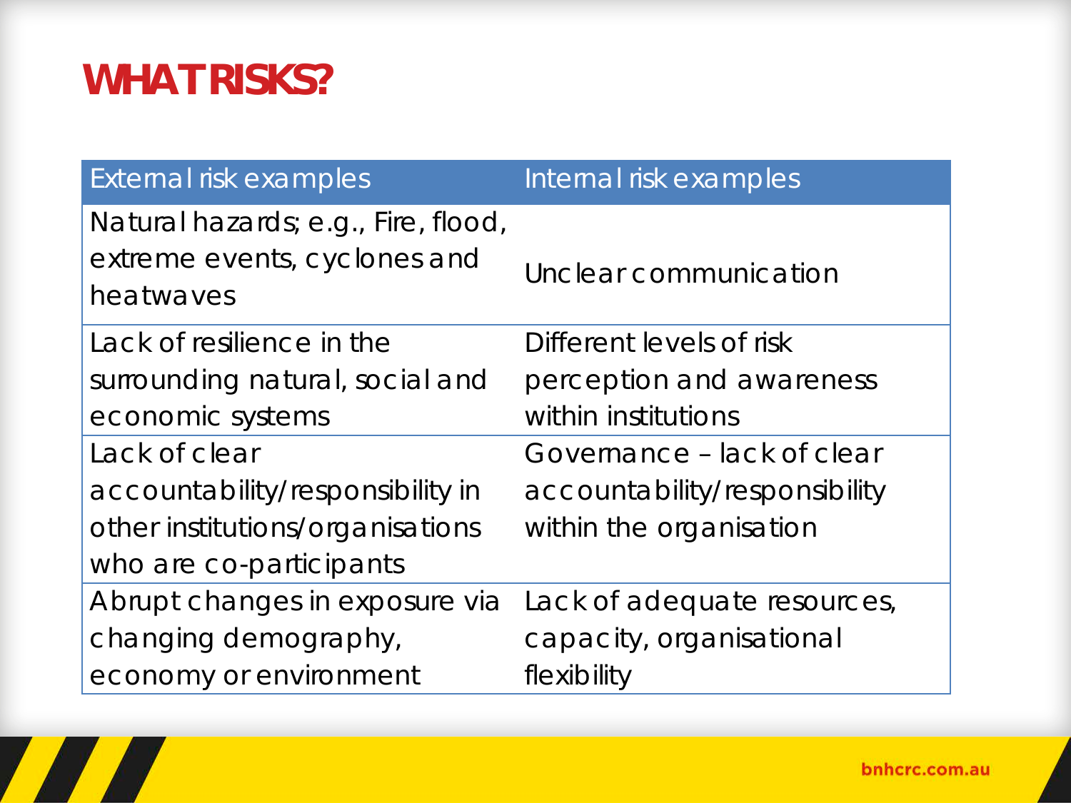# WHAT RISKS?

| External risk examples | Internal risk examples |
| --- | --- |
| Natural hazards; e.g., Fire, flood, extreme events, cyclones and heatwaves | Unclear communication |
| Lack of resilience in the surrounding natural, social and economic systems | Different levels of risk perception and awareness within institutions |
| Lack of clear accountability/responsibility in other institutions/organisations who are co-participants | Governance – lack of clear accountability/responsibility within the organisation |
| Abrupt changes in exposure via changing demography, economy or environment | Lack of adequate resources, capacity, organisational flexibility |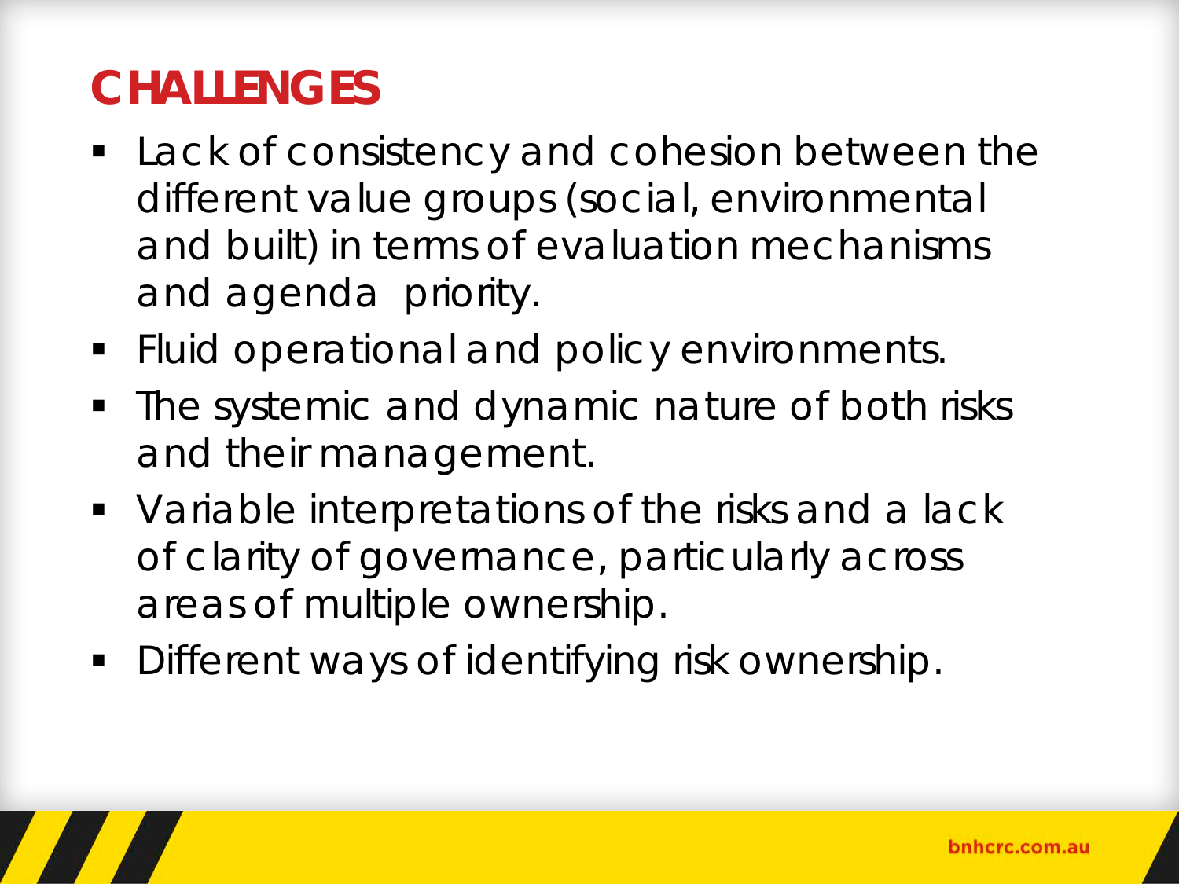# CHALLENGES

- Lack of consistency and cohesion between the different value groups (social, environmental and built) in terms of evaluation mechanisms and agenda priority.
- Fluid operational and policy environments.
- The systemic and dynamic nature of both risks and their management.
- Variable interpretations of the risks and a lack of clarity of governance, particularly across areas of multiple ownership.
- Different ways of identifying risk ownership.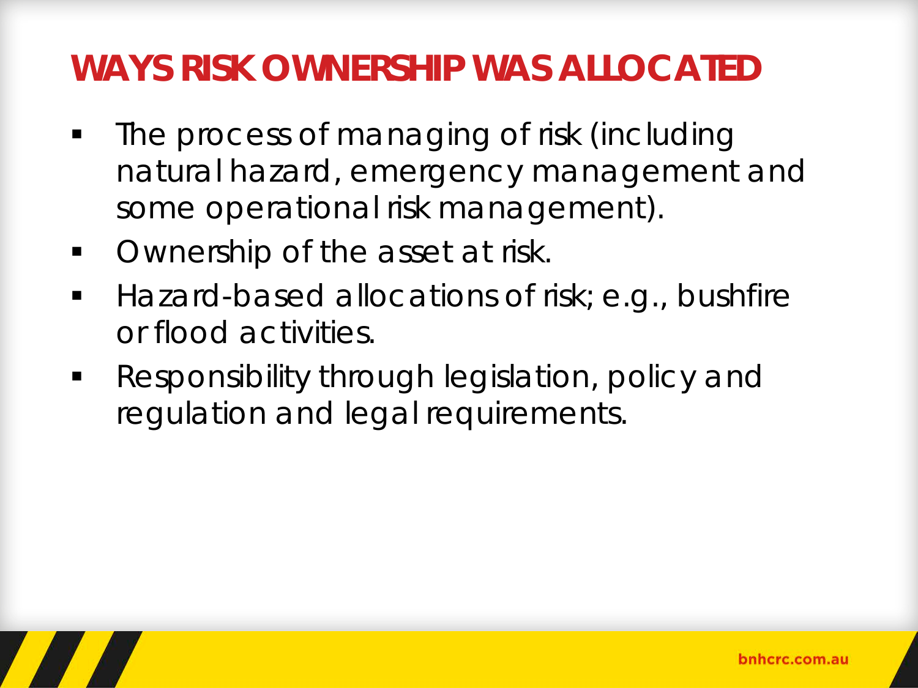# WAYS RISK OWNERSHIP WAS ALLOCATED

- The process of managing of risk (including natural hazard, emergency management and some operational risk management).
- Ownership of the asset at risk.
- Hazard-based allocations of risk; e.g., bushfire or flood activities.
- Responsibility through legislation, policy and regulation and legal requirements.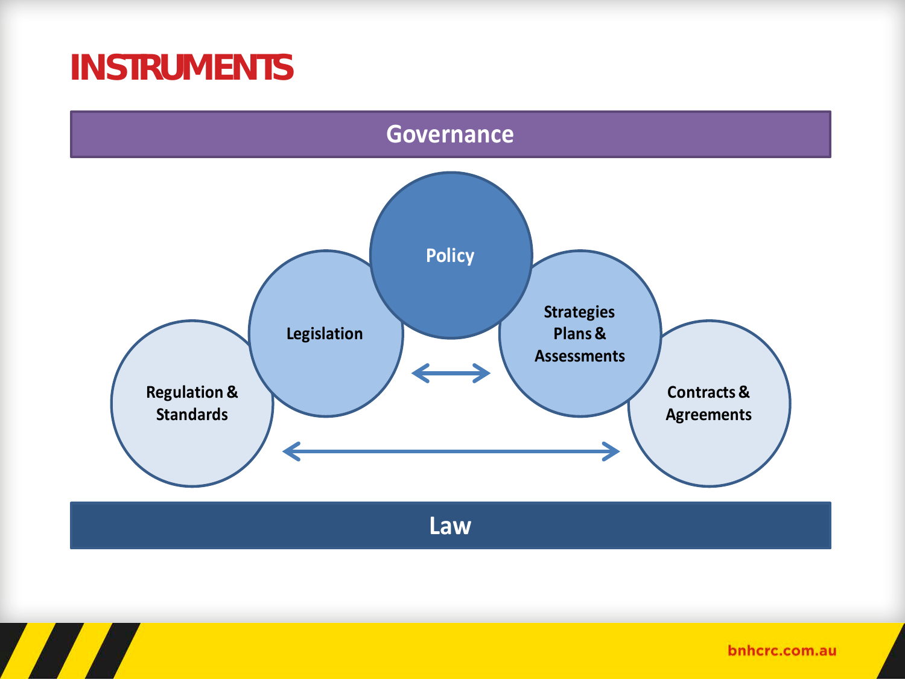# INSTRUMENTS

Governance

Policy

Legislation

Strategies Plans & Assessments

Regulation & Standards

Contracts & Agreements

Law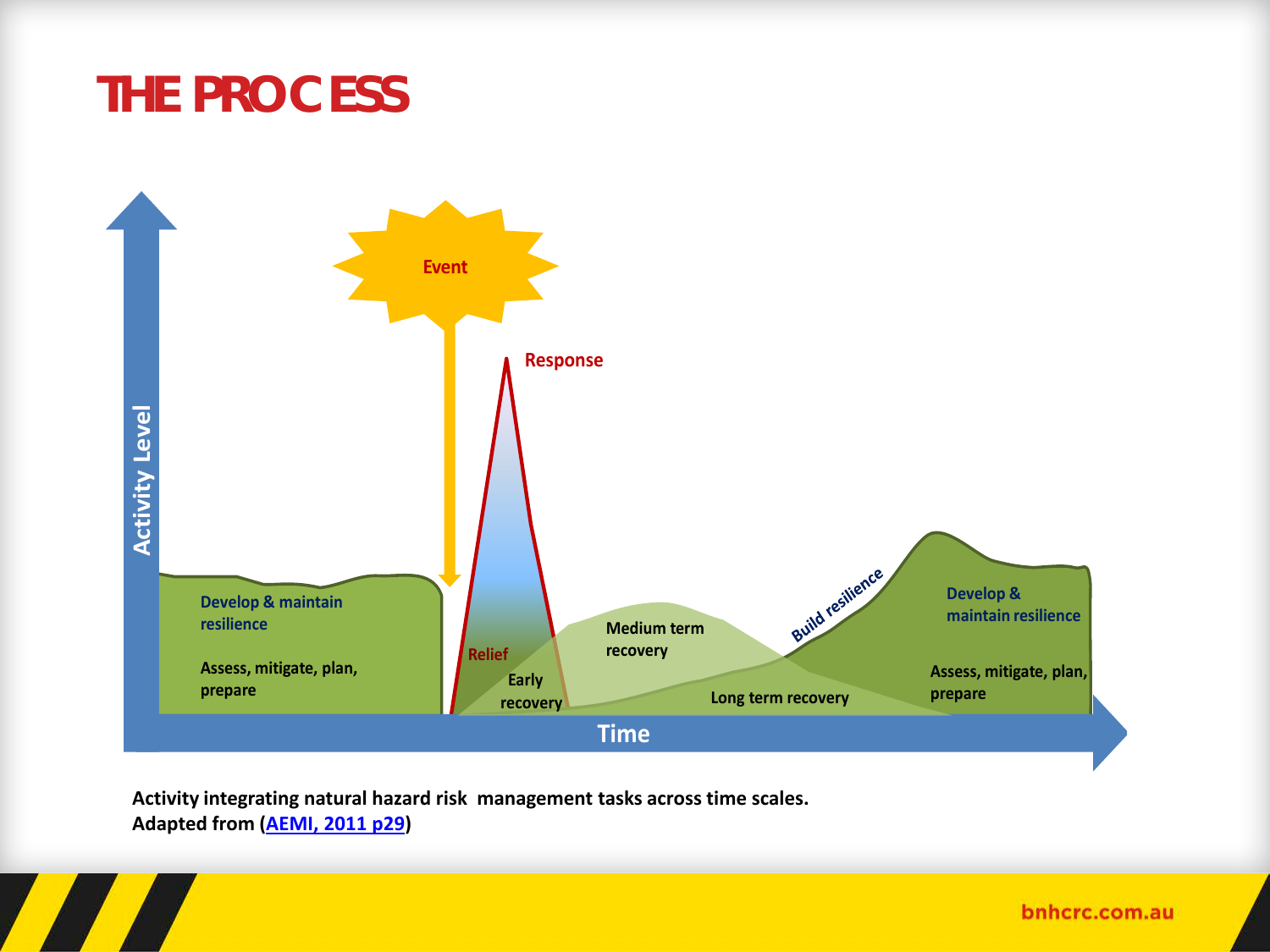# THE PROCESS

Activity Level

Event

Response

Relief

Early recovery

Medium term recovery

Long term recovery

Build resilience

Develop & maintain resilience

Assess, mitigate, plan, prepare

Develop & maintain resilience

Assess, mitigate, plan, prepare

Time

**Activity integrating natural hazard risk management tasks across time scales.**
**Adapted from (AEMI, 2011 p29)**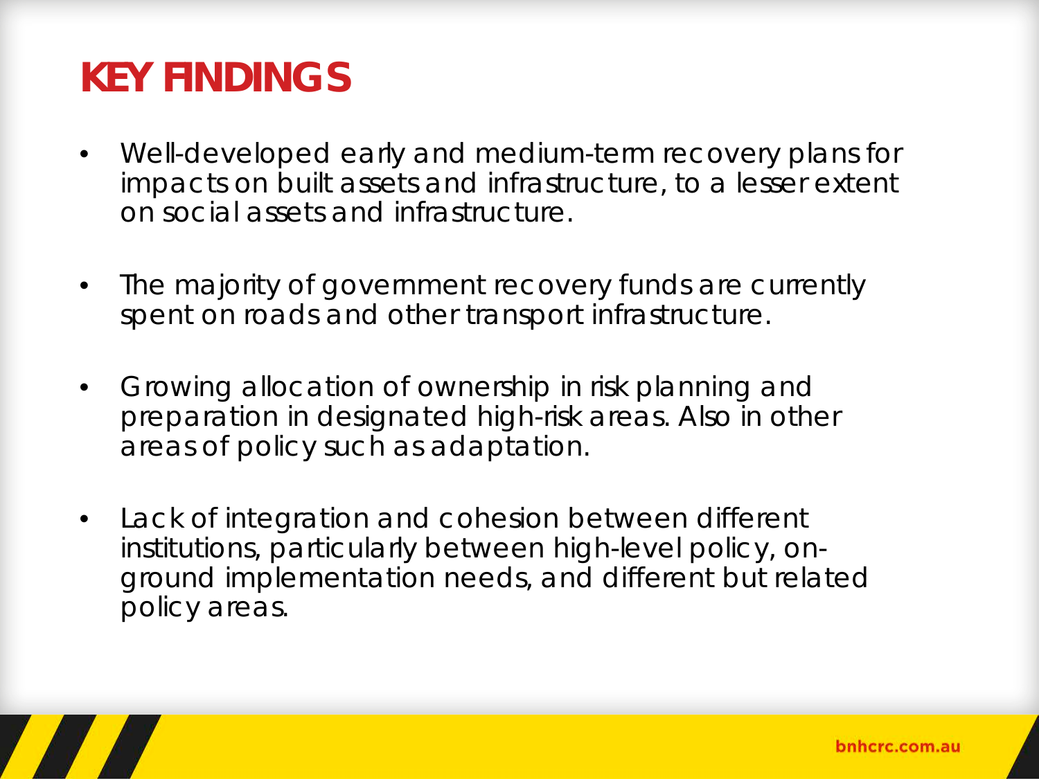# KEY FINDINGS

- Well-developed early and medium-term recovery plans for impacts on built assets and infrastructure, to a lesser extent on social assets and infrastructure.
- The majority of government recovery funds are currently spent on roads and other transport infrastructure.
- Growing allocation of ownership in risk planning and preparation in designated high-risk areas. Also in other areas of policy such as adaptation.
- Lack of integration and cohesion between different institutions, particularly between high-level policy, on-ground implementation needs, and different but related policy areas.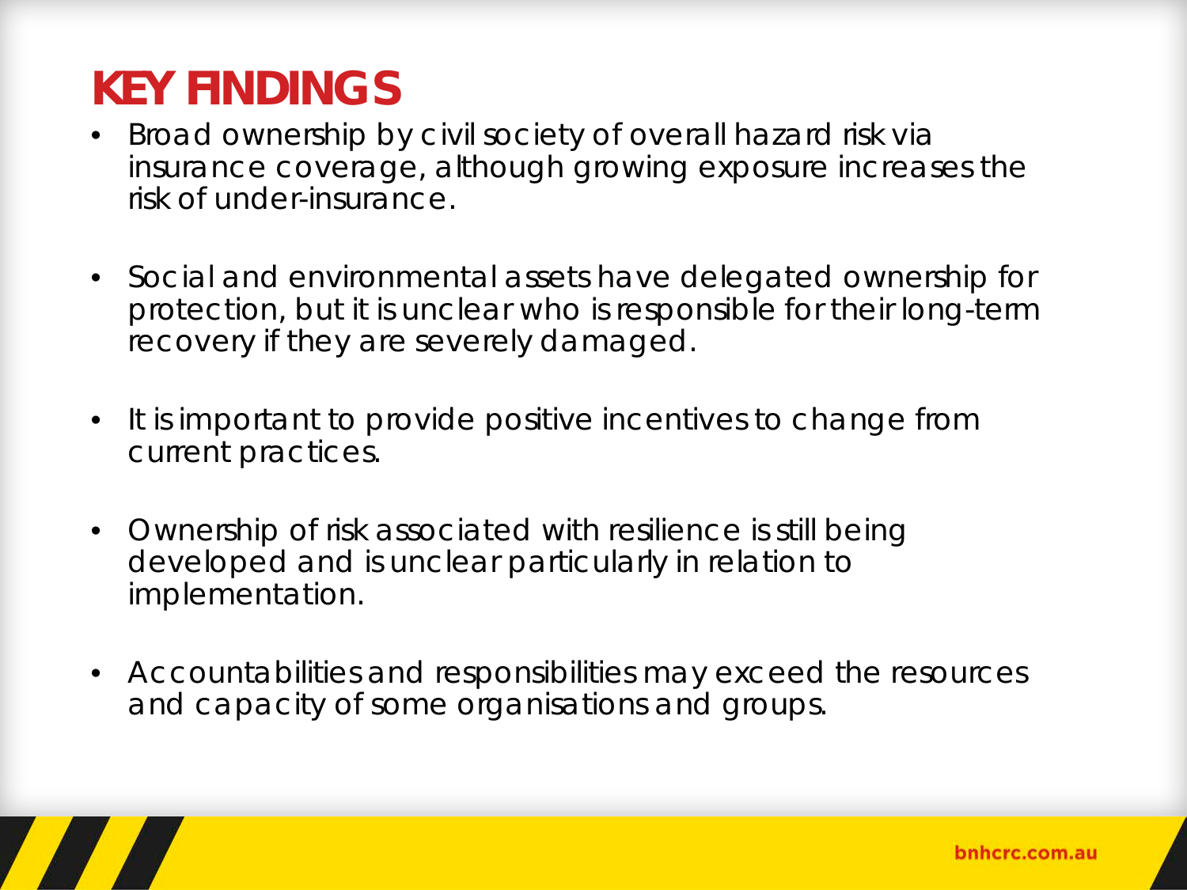# KEY FINDINGS

- Broad ownership by civil society of overall hazard risk via insurance coverage, although growing exposure increases the risk of under-insurance.
- Social and environmental assets have delegated ownership for protection, but it is unclear who is responsible for their long-term recovery if they are severely damaged.
- It is important to provide positive incentives to change from current practices.
- Ownership of risk associated with resilience is still being developed and is unclear particularly in relation to implementation.
- Accountabilities and responsibilities may exceed the resources and capacity of some organisations and groups.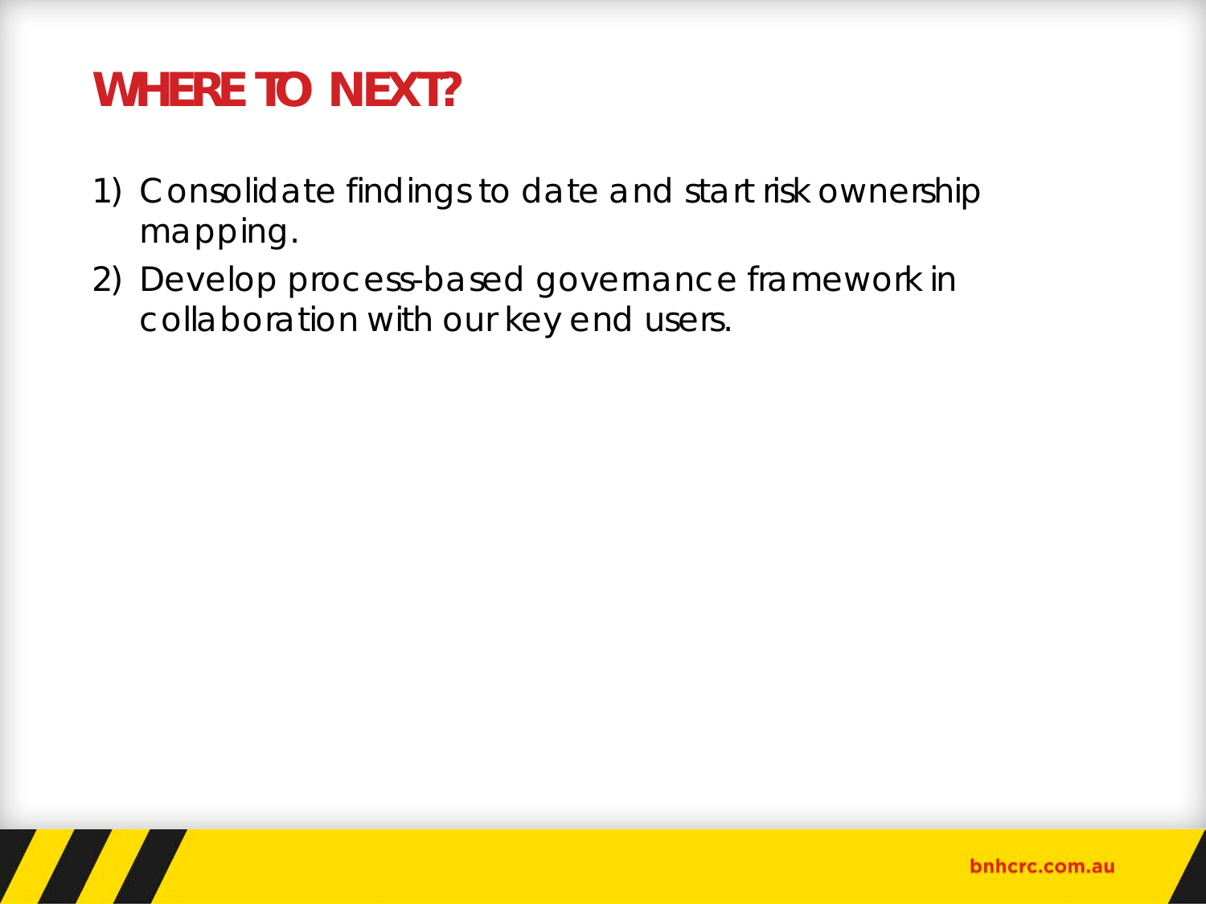# WHERE TO NEXT?

1) Consolidate findings to date and start risk ownership mapping.
2) Develop process-based governance framework in collaboration with our key end users.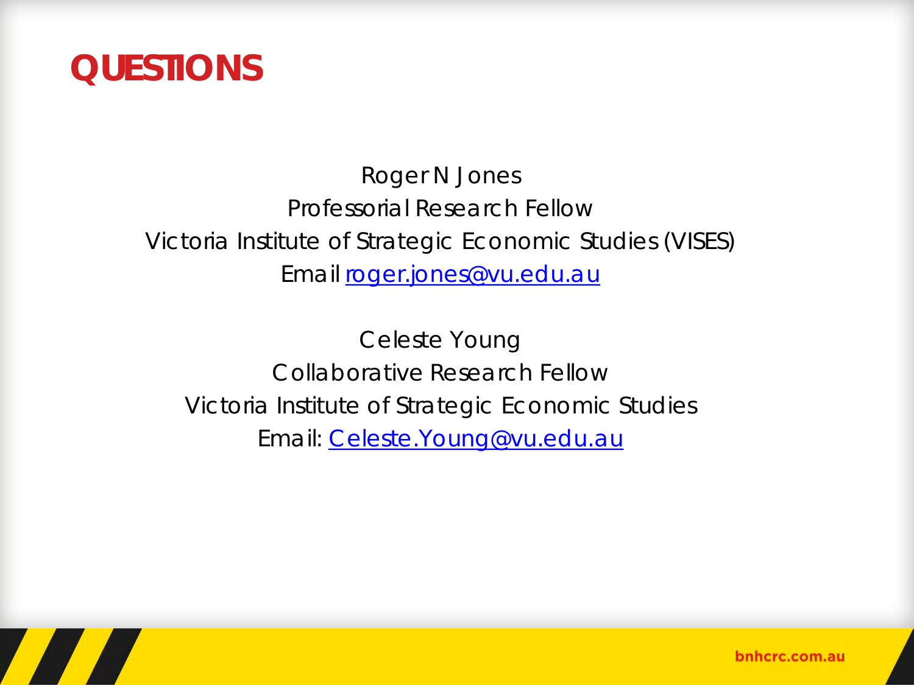# QUESTIONS

Roger N Jones
Professorial Research Fellow
Victoria Institute of Strategic Economic Studies (VISES)
Email roger.jones@vu.edu.au

Celeste Young
Collaborative Research Fellow
Victoria Institute of Strategic Economic Studies
Email: Celeste.Young@vu.edu.au

bnhcrc.com.au